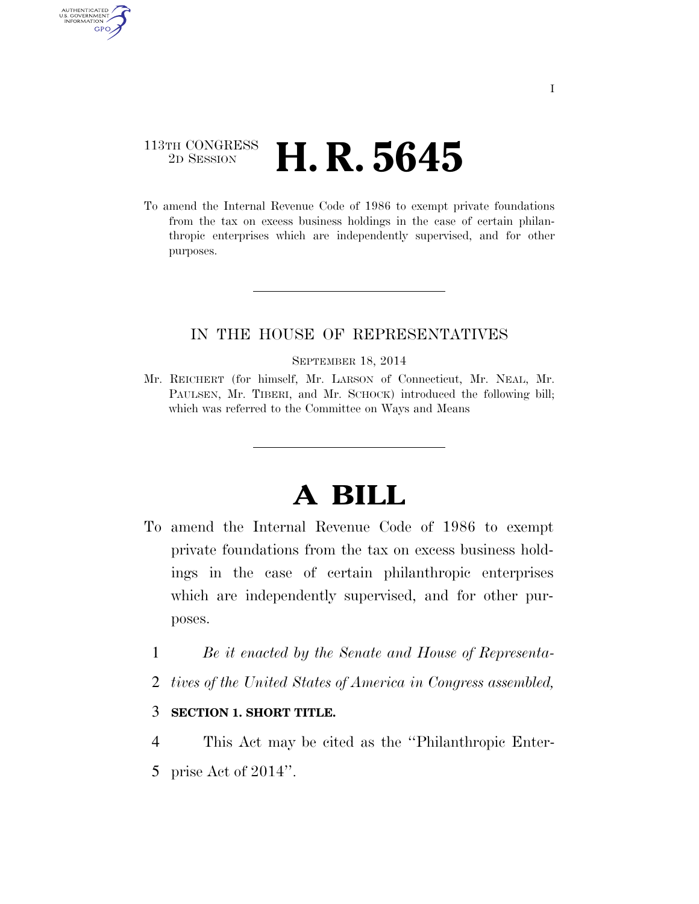I

113TH CONGRESS
2D SESSION

# H. R. 5645

To amend the Internal Revenue Code of 1986 to exempt private foundations from the tax on excess business holdings in the case of certain philanthropic enterprises which are independently supervised, and for other purposes.

IN THE HOUSE OF REPRESENTATIVES

SEPTEMBER 18, 2014

Mr. REICHERT (for himself, Mr. LARSON of Connecticut, Mr. NEAL, Mr. PAULSEN, Mr. TIBERI, and Mr. SCHOCK) introduced the following bill; which was referred to the Committee on Ways and Means

# A BILL

To amend the Internal Revenue Code of 1986 to exempt private foundations from the tax on excess business holdings in the case of certain philanthropic enterprises which are independently supervised, and for other purposes.

1 *Be it enacted by the Senate and House of Representa-*
2 *tives of the United States of America in Congress assembled,*

3 **SECTION 1. SHORT TITLE.**

4 This Act may be cited as the ''Philanthropic Enter-
5 prise Act of 2014''.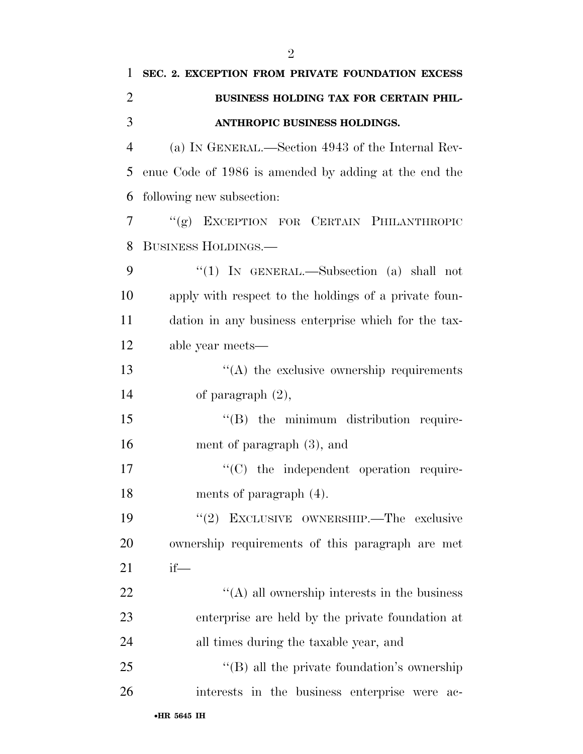**SEC. 2. EXCEPTION FROM PRIVATE FOUNDATION EXCESS BUSINESS HOLDING TAX FOR CERTAIN PHILANTHROPIC BUSINESS HOLDINGS.**

(a) IN GENERAL.—Section 4943 of the Internal Revenue Code of 1986 is amended by adding at the end the following new subsection:

"(g) EXCEPTION FOR CERTAIN PHILANTHROPIC BUSINESS HOLDINGS.—

"(1) IN GENERAL.—Subsection (a) shall not apply with respect to the holdings of a private foundation in any business enterprise which for the taxable year meets—

"(A) the exclusive ownership requirements of paragraph (2),

"(B) the minimum distribution requirement of paragraph (3), and

"(C) the independent operation requirements of paragraph (4).

"(2) EXCLUSIVE OWNERSHIP.—The exclusive ownership requirements of this paragraph are met if—

"(A) all ownership interests in the business enterprise are held by the private foundation at all times during the taxable year, and

"(B) all the private foundation's ownership interests in the business enterprise were ac-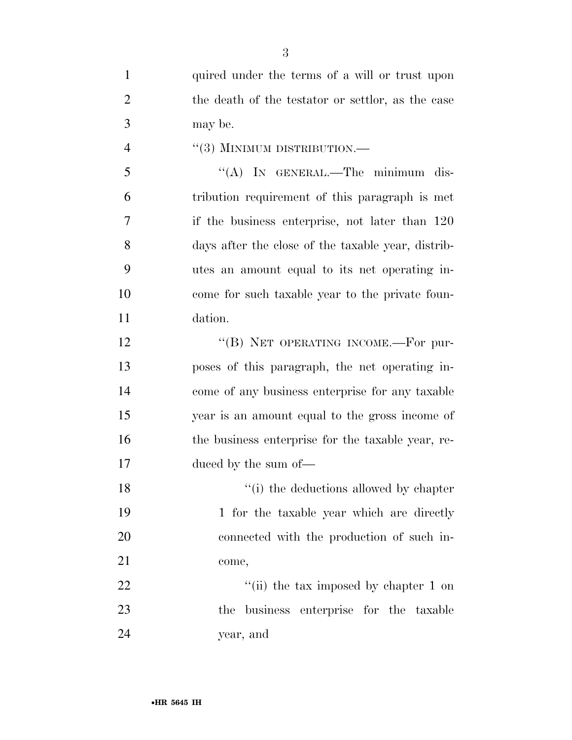quired under the terms of a will or trust upon the death of the testator or settlor, as the case may be.

"(3) MINIMUM DISTRIBUTION.—

"(A) IN GENERAL.—The minimum distribution requirement of this paragraph is met if the business enterprise, not later than 120 days after the close of the taxable year, distributes an amount equal to its net operating income for such taxable year to the private foundation.

"(B) NET OPERATING INCOME.—For purposes of this paragraph, the net operating income of any business enterprise for any taxable year is an amount equal to the gross income of the business enterprise for the taxable year, reduced by the sum of—

"(i) the deductions allowed by chapter 1 for the taxable year which are directly connected with the production of such income,

"(ii) the tax imposed by chapter 1 on the business enterprise for the taxable year, and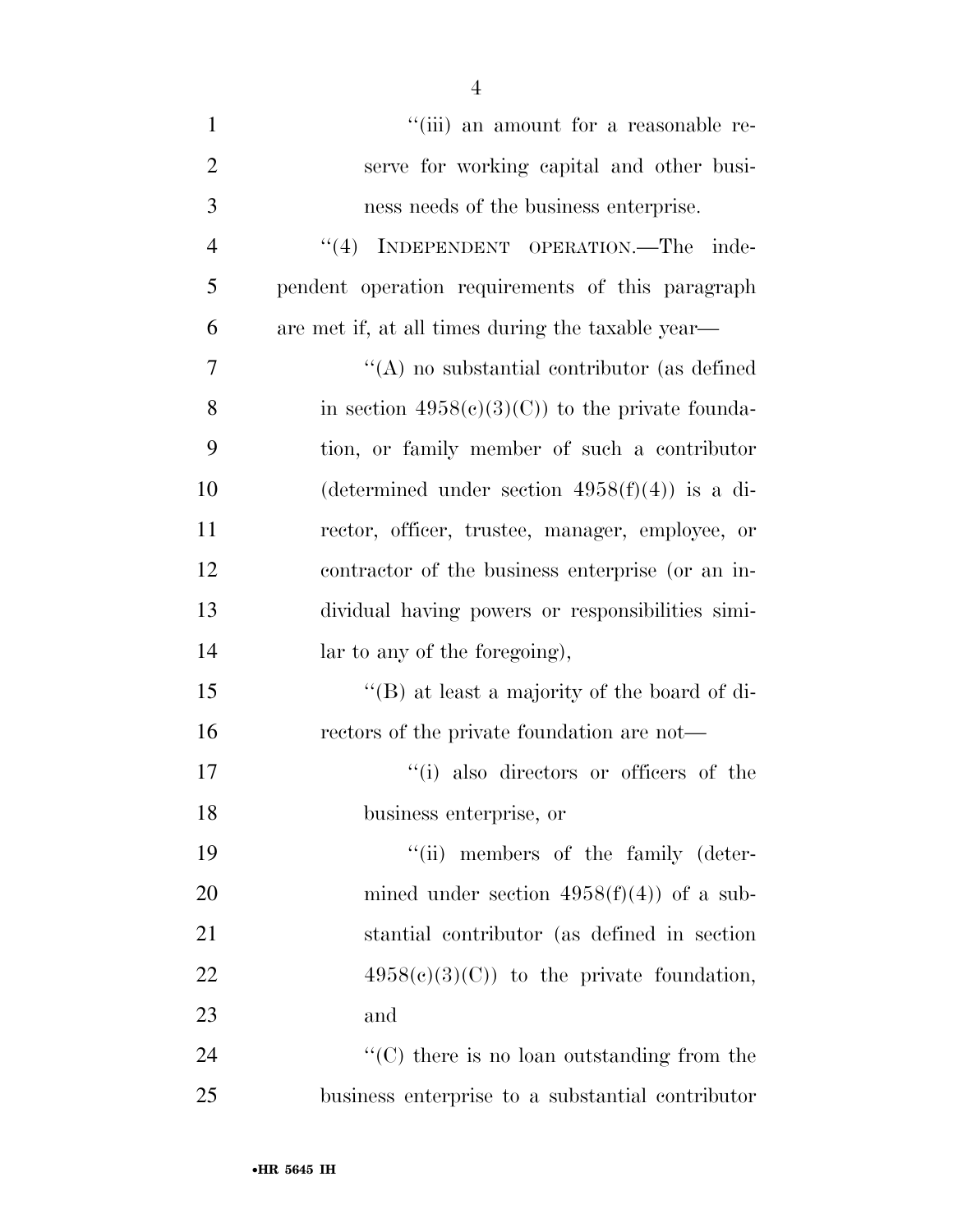''(iii) an amount for a reasonable reserve for working capital and other business needs of the business enterprise.

''(4) INDEPENDENT OPERATION.—The independent operation requirements of this paragraph are met if, at all times during the taxable year—

''(A) no substantial contributor (as defined in section 4958(c)(3)(C)) to the private foundation, or family member of such a contributor (determined under section 4958(f)(4)) is a director, officer, trustee, manager, employee, or contractor of the business enterprise (or an individual having powers or responsibilities similar to any of the foregoing),

''(B) at least a majority of the board of directors of the private foundation are not—

''(i) also directors or officers of the business enterprise, or

''(ii) members of the family (determined under section 4958(f)(4)) of a substantial contributor (as defined in section 4958(c)(3)(C)) to the private foundation, and

''(C) there is no loan outstanding from the business enterprise to a substantial contributor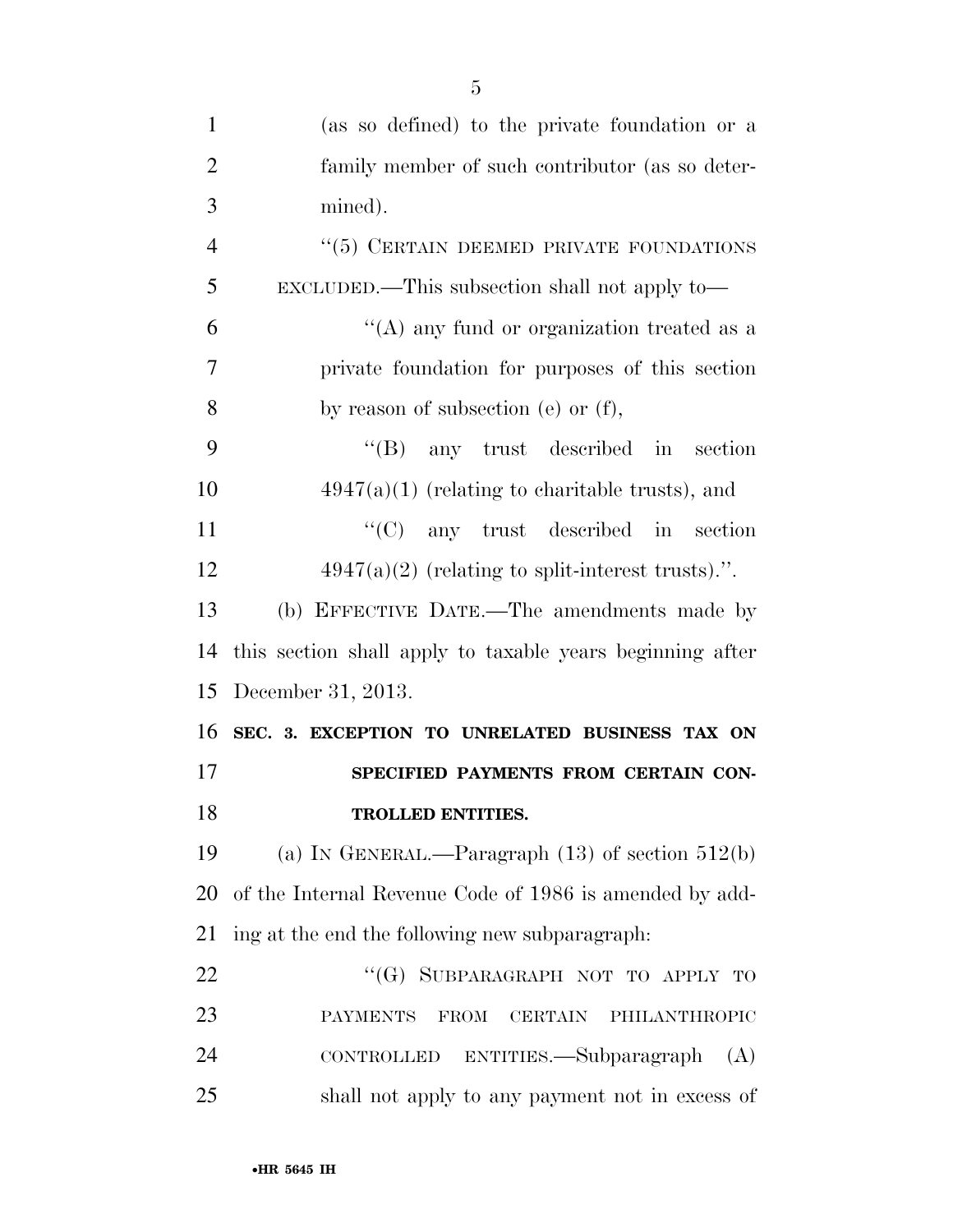(as so defined) to the private foundation or a family member of such contributor (as so determined).

"(5) CERTAIN DEEMED PRIVATE FOUNDATIONS EXCLUDED.—This subsection shall not apply to—

"(A) any fund or organization treated as a private foundation for purposes of this section by reason of subsection (e) or (f),

"(B) any trust described in section 4947(a)(1) (relating to charitable trusts), and

"(C) any trust described in section 4947(a)(2) (relating to split-interest trusts).".

(b) EFFECTIVE DATE.—The amendments made by this section shall apply to taxable years beginning after December 31, 2013.

**SEC. 3. EXCEPTION TO UNRELATED BUSINESS TAX ON SPECIFIED PAYMENTS FROM CERTAIN CONTROLLED ENTITIES.**

(a) IN GENERAL.—Paragraph (13) of section 512(b) of the Internal Revenue Code of 1986 is amended by adding at the end the following new subparagraph:

"(G) SUBPARAGRAPH NOT TO APPLY TO PAYMENTS FROM CERTAIN PHILANTHROPIC CONTROLLED ENTITIES.—Subparagraph (A) shall not apply to any payment not in excess of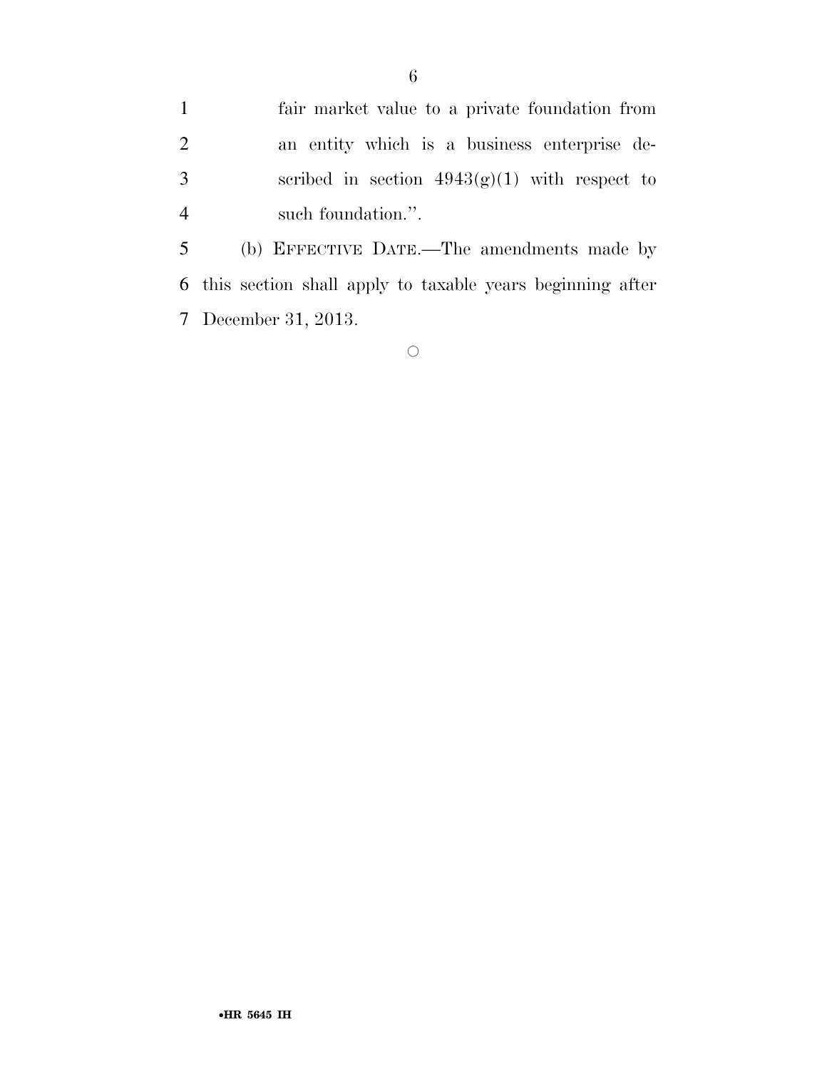fair market value to a private foundation from an entity which is a business enterprise described in section 4943(g)(1) with respect to such foundation.''.

(b) EFFECTIVE DATE.—The amendments made by this section shall apply to taxable years beginning after December 31, 2013.

○